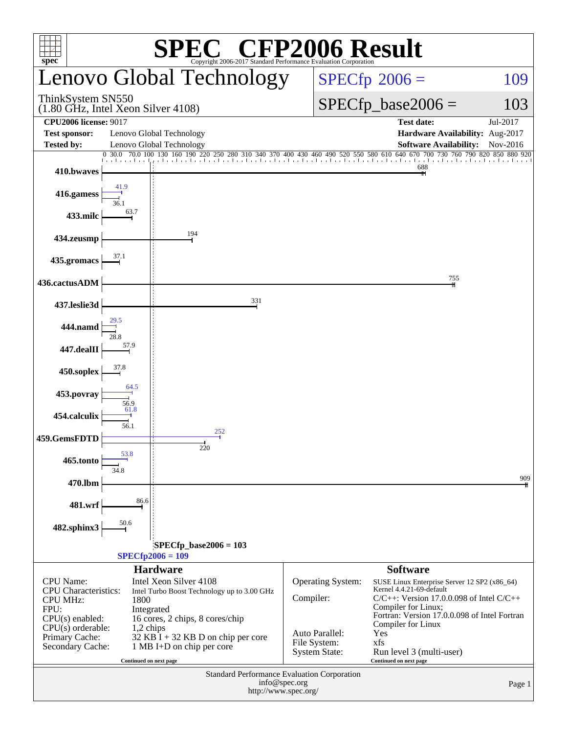# SPEC® CFP2006 Result

Copyright 2006-2017 Standard Performance Evaluation Corporation

## Lenovo Global Technology

ThinkSystem SN550
(1.80 GHz, Intel Xeon Silver 4108)

SPECfp 2006 = 109

SPECfp_base2006 = 103

| | | | |
|---|---|---|---|
| **CPU2006 license:** 9017 | | **Test date:** | Jul-2017 |
| **Test sponsor:** | Lenovo Global Technology | **Hardware Availability:** | Aug-2017 |
| **Tested by:** | Lenovo Global Technology | **Software Availability:** | Nov-2016 |

| Benchmark | Base | Peak |
|---|---|---|
| 410.bwaves | 688 | 688 |
| 416.gamess | 36.1 | 41.9 |
| 433.milc | 63.7 | 63.7 |
| 434.zeusmp | 194 | 194 |
| 435.gromacs | 37.1 | 37.1 |
| 436.cactusADM | 755 | 755 |
| 437.leslie3d | 331 | 331 |
| 444.namd | 28.8 | 29.5 |
| 447.dealII | 57.9 | 57.9 |
| 450.soplex | 37.8 | 37.8 |
| 453.povray | 56.9 | 64.5 |
| 454.calculix | 56.1 | 61.8 |
| 459.GemsFDTD | 220 | 252 |
| 465.tonto | 34.8 | 53.8 |
| 470.lbm | 909 | 909 |
| 481.wrf | 86.6 | 86.6 |
| 482.sphinx3 | 50.6 | 50.6 |

SPECfp_base2006 = 103

SPECfp2006 = 109

### Hardware

| | |
|---|---|
| CPU Name: | Intel Xeon Silver 4108 |
| CPU Characteristics: | Intel Turbo Boost Technology up to 3.00 GHz |
| CPU MHz: | 1800 |
| FPU: | Integrated |
| CPU(s) enabled: | 16 cores, 2 chips, 8 cores/chip |
| CPU(s) orderable: | 1,2 chips |
| Primary Cache: | 32 KB I + 32 KB D on chip per core |
| Secondary Cache: | 1 MB I+D on chip per core |

Continued on next page

### Software

| | |
|---|---|
| Operating System: | SUSE Linux Enterprise Server 12 SP2 (x86_64) Kernel 4.4.21-69-default |
| Compiler: | C/C++: Version 17.0.0.098 of Intel C/C++ Compiler for Linux; Fortran: Version 17.0.0.098 of Intel Fortran Compiler for Linux |
| Auto Parallel: | Yes |
| File System: | xfs |
| System State: | Run level 3 (multi-user) |

Continued on next page

Standard Performance Evaluation Corporation
info@spec.org
http://www.spec.org/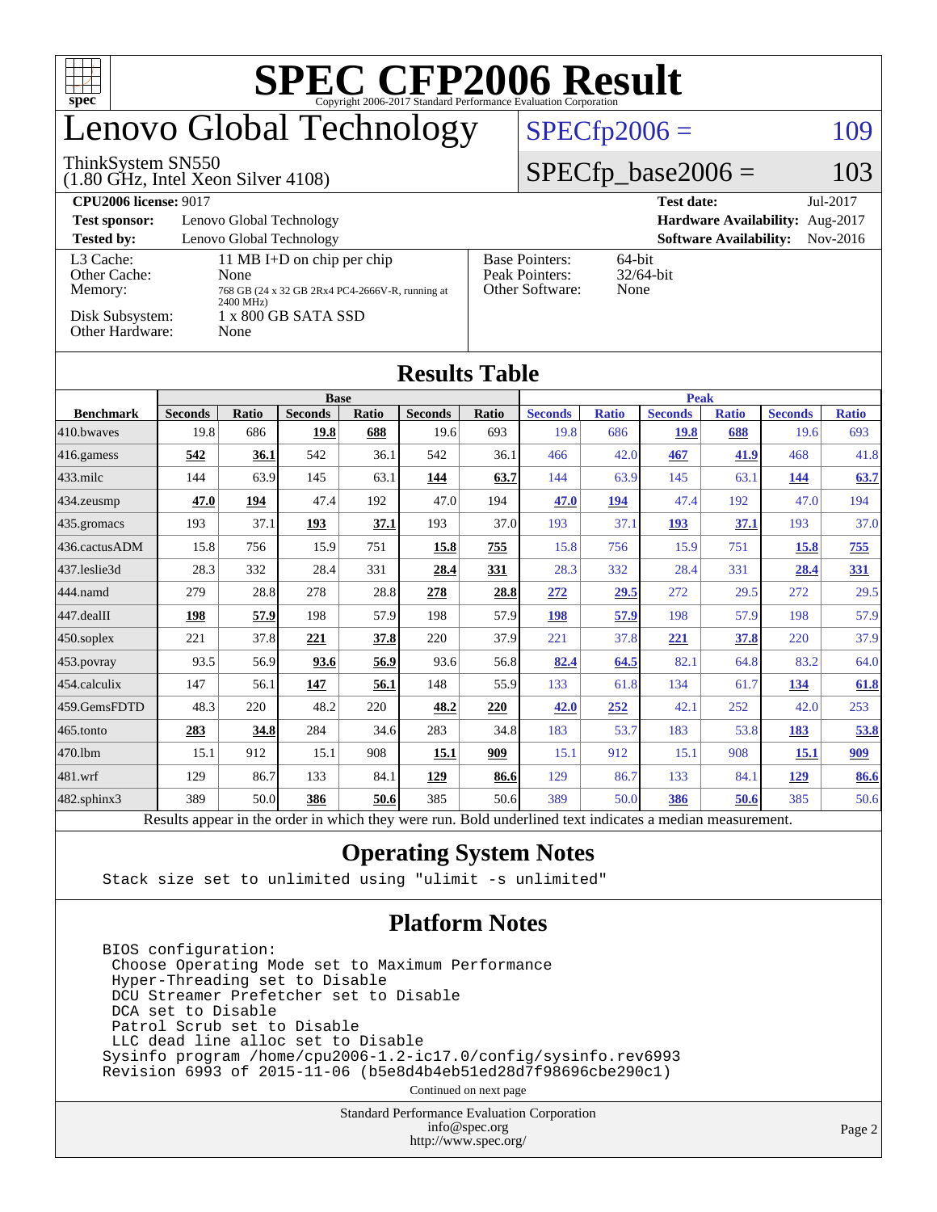# SPEC CFP2006 Result

Copyright 2006-2017 Standard Performance Evaluation Corporation

# Lenovo Global Technology

ThinkSystem SN550
(1.80 GHz, Intel Xeon Silver 4108)

SPECfp2006 = 109

SPECfp_base2006 = 103

| | | | |
|---|---|---|---|
| **CPU2006 license:** 9017 | | **Test date:** | Jul-2017 |
| **Test sponsor:** | Lenovo Global Technology | **Hardware Availability:** | Aug-2017 |
| **Tested by:** | Lenovo Global Technology | **Software Availability:** | Nov-2016 |

| | | | |
|---|---|---|---|
| L3 Cache: | 11 MB I+D on chip per chip | Base Pointers: | 64-bit |
| Other Cache: | None | Peak Pointers: | 32/64-bit |
| Memory: | 768 GB (24 x 32 GB 2Rx4 PC4-2666V-R, running at 2400 MHz) | Other Software: | None |
| Disk Subsystem: | 1 x 800 GB SATA SSD | | |
| Other Hardware: | None | | |

## Results Table

| Benchmark | Base | | | | | | Peak | | | | | |
|---|---|---|---|---|---|---|---|---|---|---|---|---|
| | Seconds | Ratio | Seconds | Ratio | Seconds | Ratio | Seconds | Ratio | Seconds | Ratio | Seconds | Ratio |
| 410.bwaves | 19.8 | 686 | **19.8** | **688** | 19.6 | 693 | 19.8 | 686 | **19.8** | **688** | 19.6 | 693 |
| 416.gamess | **542** | **36.1** | 542 | 36.1 | 542 | 36.1 | 466 | 42.0 | **467** | **41.9** | 468 | 41.8 |
| 433.milc | 144 | 63.9 | 145 | 63.1 | **144** | **63.7** | 144 | 63.9 | 145 | 63.1 | **144** | **63.7** |
| 434.zeusmp | **47.0** | **194** | 47.4 | 192 | 47.0 | 194 | **47.0** | **194** | 47.4 | 192 | 47.0 | 194 |
| 435.gromacs | 193 | 37.1 | **193** | **37.1** | 193 | 37.0 | 193 | 37.1 | **193** | **37.1** | 193 | 37.0 |
| 436.cactusADM | 15.8 | 756 | 15.9 | 751 | **15.8** | **755** | 15.8 | 756 | 15.9 | 751 | **15.8** | **755** |
| 437.leslie3d | 28.3 | 332 | 28.4 | 331 | **28.4** | **331** | 28.3 | 332 | 28.4 | 331 | **28.4** | **331** |
| 444.namd | 279 | 28.8 | 278 | 28.8 | **278** | **28.8** | **272** | **29.5** | 272 | 29.5 | 272 | 29.5 |
| 447.dealII | **198** | **57.9** | 198 | 57.9 | 198 | 57.9 | **198** | **57.9** | 198 | 57.9 | 198 | 57.9 |
| 450.soplex | 221 | 37.8 | **221** | **37.8** | 220 | 37.9 | 221 | 37.8 | **221** | **37.8** | 220 | 37.9 |
| 453.povray | 93.5 | 56.9 | **93.6** | **56.9** | 93.6 | 56.8 | **82.4** | **64.5** | 82.1 | 64.8 | 83.2 | 64.0 |
| 454.calculix | 147 | 56.1 | **147** | **56.1** | 148 | 55.9 | 133 | 61.8 | 134 | 61.7 | **134** | **61.8** |
| 459.GemsFDTD | 48.3 | 220 | 48.2 | 220 | **48.2** | **220** | **42.0** | **252** | 42.1 | 252 | 42.0 | 253 |
| 465.tonto | **283** | **34.8** | 284 | 34.6 | 283 | 34.8 | 183 | 53.7 | 183 | 53.8 | **183** | **53.8** |
| 470.lbm | 15.1 | 912 | 15.1 | 908 | **15.1** | **909** | 15.1 | 912 | 15.1 | 908 | **15.1** | **909** |
| 481.wrf | 129 | 86.7 | 133 | 84.1 | **129** | **86.6** | 129 | 86.7 | 133 | 84.1 | **129** | **86.6** |
| 482.sphinx3 | 389 | 50.0 | **386** | **50.6** | 385 | 50.6 | 389 | 50.0 | **386** | **50.6** | 385 | 50.6 |

Results appear in the order in which they were run. Bold underlined text indicates a median measurement.

## Operating System Notes

```
Stack size set to unlimited using "ulimit -s unlimited"
```

## Platform Notes

```
BIOS configuration:
 Choose Operating Mode set to Maximum Performance
 Hyper-Threading set to Disable
 DCU Streamer Prefetcher set to Disable
 DCA set to Disable
 Patrol Scrub set to Disable
 LLC dead line alloc set to Disable
Sysinfo program /home/cpu2006-1.2-ic17.0/config/sysinfo.rev6993
Revision 6993 of 2015-11-06 (b5e8d4b4eb51ed28d7f98696cbe290c1)
```

Continued on next page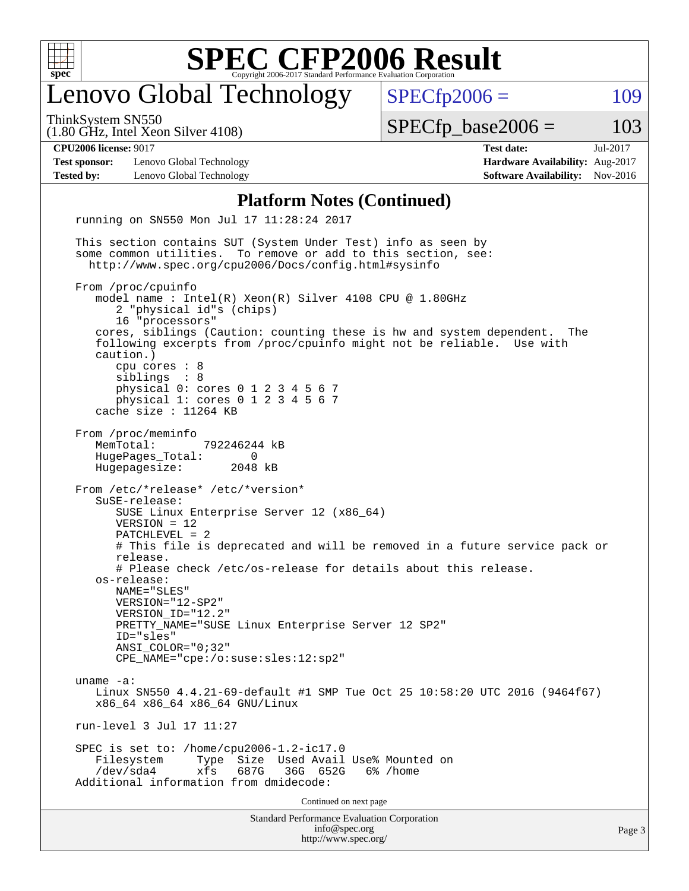# SPEC CFP2006 Result

Copyright 2006-2017 Standard Performance Evaluation Corporation

## Lenovo Global Technology

ThinkSystem SN550
(1.80 GHz, Intel Xeon Silver 4108)

SPECfp2006 = 109

SPECfp_base2006 = 103

**CPU2006 license:** 9017 | **Test date:** Jul-2017
**Test sponsor:** Lenovo Global Technology | **Hardware Availability:** Aug-2017
**Tested by:** Lenovo Global Technology | **Software Availability:** Nov-2016

### Platform Notes (Continued)

```
running on SN550 Mon Jul 17 11:28:24 2017

This section contains SUT (System Under Test) info as seen by
some common utilities.  To remove or add to this section, see:
  http://www.spec.org/cpu2006/Docs/config.html#sysinfo

From /proc/cpuinfo
   model name : Intel(R) Xeon(R) Silver 4108 CPU @ 1.80GHz
      2 "physical id"s (chips)
      16 "processors"
   cores, siblings (Caution: counting these is hw and system dependent.  The
   following excerpts from /proc/cpuinfo might not be reliable.  Use with
   caution.)
      cpu cores : 8
      siblings  : 8
      physical 0: cores 0 1 2 3 4 5 6 7
      physical 1: cores 0 1 2 3 4 5 6 7
   cache size : 11264 KB

From /proc/meminfo
   MemTotal:       792246244 kB
   HugePages_Total:       0
   Hugepagesize:       2048 kB

From /etc/*release* /etc/*version*
   SuSE-release:
      SUSE Linux Enterprise Server 12 (x86_64)
      VERSION = 12
      PATCHLEVEL = 2
      # This file is deprecated and will be removed in a future service pack or
      release.
      # Please check /etc/os-release for details about this release.
   os-release:
      NAME="SLES"
      VERSION="12-SP2"
      VERSION_ID="12.2"
      PRETTY_NAME="SUSE Linux Enterprise Server 12 SP2"
      ID="sles"
      ANSI_COLOR="0;32"
      CPE_NAME="cpe:/o:suse:sles:12:sp2"

uname -a:
   Linux SN550 4.4.21-69-default #1 SMP Tue Oct 25 10:58:20 UTC 2016 (9464f67)
   x86_64 x86_64 x86_64 GNU/Linux

run-level 3 Jul 17 11:27

SPEC is set to: /home/cpu2006-1.2-ic17.0
   Filesystem     Type  Size  Used Avail Use% Mounted on
   /dev/sda4      xfs   687G   36G  652G   6% /home
Additional information from dmidecode:
```

Continued on next page

Standard Performance Evaluation Corporation
info@spec.org
http://www.spec.org/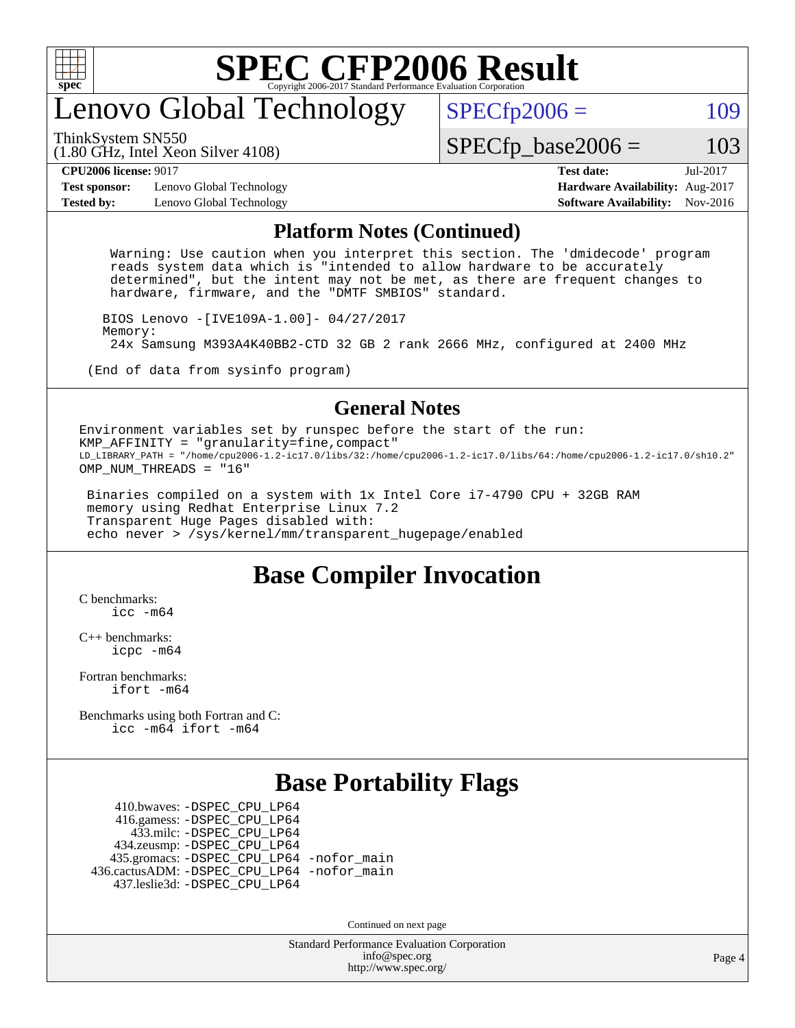# SPEC CFP2006 Result

Copyright 2006-2017 Standard Performance Evaluation Corporation

# Lenovo Global Technology

ThinkSystem SN550
(1.80 GHz, Intel Xeon Silver 4108)

SPECfp2006 = 109

SPECfp_base2006 = 103

| **CPU2006 license:** 9017 | | **Test date:** | Jul-2017 |
|---|---|---|---|
| **Test sponsor:** | Lenovo Global Technology | **Hardware Availability:** | Aug-2017 |
| **Tested by:** | Lenovo Global Technology | **Software Availability:** | Nov-2016 |

## Platform Notes (Continued)

```
   Warning: Use caution when you interpret this section. The 'dmidecode' program
   reads system data which is "intended to allow hardware to be accurately
   determined", but the intent may not be met, as there are frequent changes to
   hardware, firmware, and the "DMTF SMBIOS" standard.

  BIOS Lenovo -[IVE109A-1.00]- 04/27/2017
  Memory:
   24x Samsung M393A4K40BB2-CTD 32 GB 2 rank 2666 MHz, configured at 2400 MHz

(End of data from sysinfo program)
```

## General Notes

```
Environment variables set by runspec before the start of the run:
KMP_AFFINITY = "granularity=fine,compact"
LD_LIBRARY_PATH = "/home/cpu2006-1.2-ic17.0/libs/32:/home/cpu2006-1.2-ic17.0/libs/64:/home/cpu2006-1.2-ic17.0/sh10.2"
OMP_NUM_THREADS = "16"

 Binaries compiled on a system with 1x Intel Core i7-4790 CPU + 32GB RAM
 memory using Redhat Enterprise Linux 7.2
 Transparent Huge Pages disabled with:
 echo never > /sys/kernel/mm/transparent_hugepage/enabled
```

## Base Compiler Invocation

C benchmarks:
    icc -m64

C++ benchmarks:
    icpc -m64

Fortran benchmarks:
    ifort -m64

Benchmarks using both Fortran and C:
    icc -m64 ifort -m64

## Base Portability Flags

410.bwaves: -DSPEC_CPU_LP64
416.gamess: -DSPEC_CPU_LP64
433.milc: -DSPEC_CPU_LP64
434.zeusmp: -DSPEC_CPU_LP64
435.gromacs: -DSPEC_CPU_LP64 -nofor_main
436.cactusADM: -DSPEC_CPU_LP64 -nofor_main
437.leslie3d: -DSPEC_CPU_LP64

Continued on next page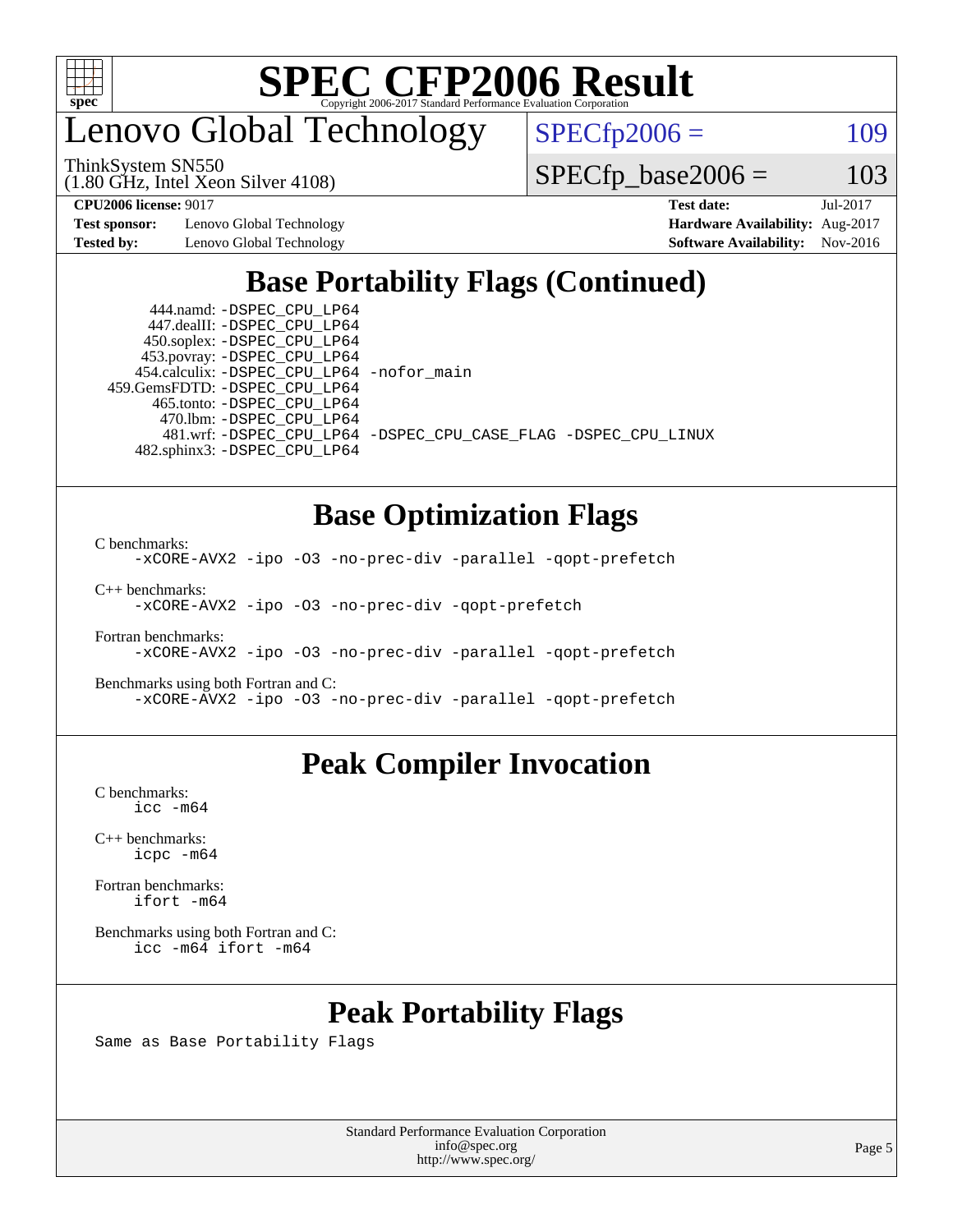# SPEC CFP2006 Result

Copyright 2006-2017 Standard Performance Evaluation Corporation

## Lenovo Global Technology

ThinkSystem SN550
(1.80 GHz, Intel Xeon Silver 4108)

SPECfp2006 = 109

SPECfp_base2006 = 103

**CPU2006 license:** 9017
**Test sponsor:** Lenovo Global Technology
**Tested by:** Lenovo Global Technology

**Test date:** Jul-2017
**Hardware Availability:** Aug-2017
**Software Availability:** Nov-2016

## Base Portability Flags (Continued)

```
     444.namd: -DSPEC_CPU_LP64
   447.dealII: -DSPEC_CPU_LP64
   450.soplex: -DSPEC_CPU_LP64
   453.povray: -DSPEC_CPU_LP64
  454.calculix: -DSPEC_CPU_LP64 -nofor_main
 459.GemsFDTD: -DSPEC_CPU_LP64
    465.tonto: -DSPEC_CPU_LP64
      470.lbm: -DSPEC_CPU_LP64
      481.wrf: -DSPEC_CPU_LP64 -DSPEC_CPU_CASE_FLAG -DSPEC_CPU_LINUX
  482.sphinx3: -DSPEC_CPU_LP64
```

## Base Optimization Flags

C benchmarks:
```
-xCORE-AVX2 -ipo -O3 -no-prec-div -parallel -qopt-prefetch
```

C++ benchmarks:
```
-xCORE-AVX2 -ipo -O3 -no-prec-div -qopt-prefetch
```

Fortran benchmarks:
```
-xCORE-AVX2 -ipo -O3 -no-prec-div -parallel -qopt-prefetch
```

Benchmarks using both Fortran and C:
```
-xCORE-AVX2 -ipo -O3 -no-prec-div -parallel -qopt-prefetch
```

## Peak Compiler Invocation

C benchmarks:
```
icc -m64
```

C++ benchmarks:
```
icpc -m64
```

Fortran benchmarks:
```
ifort -m64
```

Benchmarks using both Fortran and C:
```
icc -m64 ifort -m64
```

## Peak Portability Flags

Same as Base Portability Flags

Standard Performance Evaluation Corporation
info@spec.org
http://www.spec.org/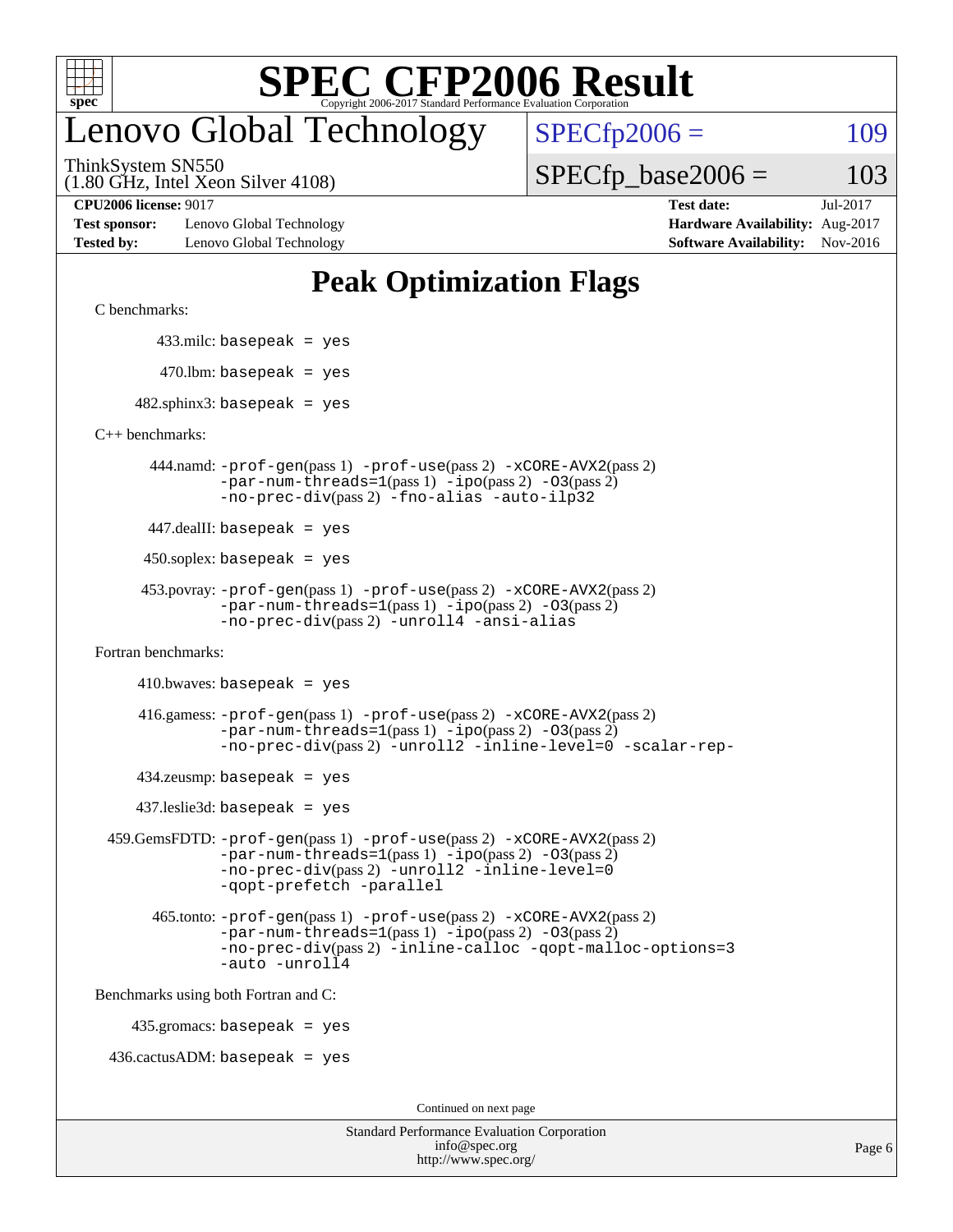# SPEC CFP2006 Result

Copyright 2006-2017 Standard Performance Evaluation Corporation

# Lenovo Global Technology

ThinkSystem SN550
(1.80 GHz, Intel Xeon Silver 4108)

SPECfp2006 = 109

SPECfp_base2006 = 103

**CPU2006 license:** 9017
**Test sponsor:** Lenovo Global Technology
**Tested by:** Lenovo Global Technology

**Test date:** Jul-2017
**Hardware Availability:** Aug-2017
**Software Availability:** Nov-2016

## Peak Optimization Flags

C benchmarks:

433.milc: `basepeak = yes`

470.lbm: `basepeak = yes`

482.sphinx3: `basepeak = yes`

C++ benchmarks:

444.namd: `-prof-gen`(pass 1) `-prof-use`(pass 2) `-xCORE-AVX2`(pass 2) `-par-num-threads=1`(pass 1) `-ipo`(pass 2) `-O3`(pass 2) `-no-prec-div`(pass 2) `-fno-alias -auto-ilp32`

447.dealII: `basepeak = yes`

450.soplex: `basepeak = yes`

453.povray: `-prof-gen`(pass 1) `-prof-use`(pass 2) `-xCORE-AVX2`(pass 2) `-par-num-threads=1`(pass 1) `-ipo`(pass 2) `-O3`(pass 2) `-no-prec-div`(pass 2) `-unroll4 -ansi-alias`

Fortran benchmarks:

410.bwaves: `basepeak = yes`

416.gamess: `-prof-gen`(pass 1) `-prof-use`(pass 2) `-xCORE-AVX2`(pass 2) `-par-num-threads=1`(pass 1) `-ipo`(pass 2) `-O3`(pass 2) `-no-prec-div`(pass 2) `-unroll2 -inline-level=0 -scalar-rep-`

434.zeusmp: `basepeak = yes`

437.leslie3d: `basepeak = yes`

459.GemsFDTD: `-prof-gen`(pass 1) `-prof-use`(pass 2) `-xCORE-AVX2`(pass 2) `-par-num-threads=1`(pass 1) `-ipo`(pass 2) `-O3`(pass 2) `-no-prec-div`(pass 2) `-unroll2 -inline-level=0 -qopt-prefetch -parallel`

465.tonto: `-prof-gen`(pass 1) `-prof-use`(pass 2) `-xCORE-AVX2`(pass 2) `-par-num-threads=1`(pass 1) `-ipo`(pass 2) `-O3`(pass 2) `-no-prec-div`(pass 2) `-inline-calloc -qopt-malloc-options=3 -auto -unroll4`

Benchmarks using both Fortran and C:

435.gromacs: `basepeak = yes`

436.cactusADM: `basepeak = yes`

Continued on next page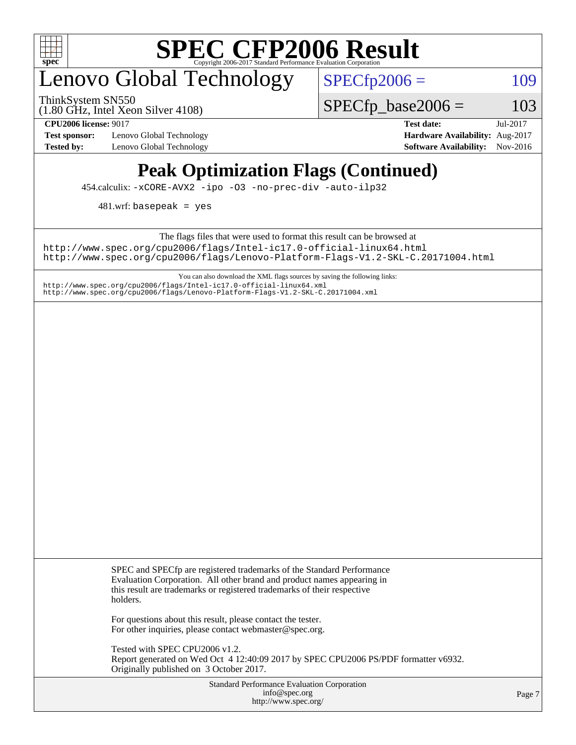# SPEC CFP2006 Result

Copyright 2006-2017 Standard Performance Evaluation Corporation

## Lenovo Global Technology

ThinkSystem SN550
(1.80 GHz, Intel Xeon Silver 4108)

SPECfp2006 = 109

SPECfp_base2006 = 103

| | | | |
|---|---|---|---|
| **CPU2006 license:** 9017 | | **Test date:** | Jul-2017 |
| **Test sponsor:** | Lenovo Global Technology | **Hardware Availability:** | Aug-2017 |
| **Tested by:** | Lenovo Global Technology | **Software Availability:** | Nov-2016 |

## Peak Optimization Flags (Continued)

454.calculix: `-xCORE-AVX2 -ipo -O3 -no-prec-div -auto-ilp32`

481.wrf: `basepeak = yes`

The flags files that were used to format this result can be browsed at
http://www.spec.org/cpu2006/flags/Intel-ic17.0-official-linux64.html
http://www.spec.org/cpu2006/flags/Lenovo-Platform-Flags-V1.2-SKL-C.20171004.html

You can also download the XML flags sources by saving the following links:
http://www.spec.org/cpu2006/flags/Intel-ic17.0-official-linux64.xml
http://www.spec.org/cpu2006/flags/Lenovo-Platform-Flags-V1.2-SKL-C.20171004.xml

SPEC and SPECfp are registered trademarks of the Standard Performance Evaluation Corporation. All other brand and product names appearing in this result are trademarks or registered trademarks of their respective holders.

For questions about this result, please contact the tester.
For other inquiries, please contact webmaster@spec.org.

Tested with SPEC CPU2006 v1.2.
Report generated on Wed Oct 4 12:40:09 2017 by SPEC CPU2006 PS/PDF formatter v6932.
Originally published on 3 October 2017.

Standard Performance Evaluation Corporation
info@spec.org
http://www.spec.org/